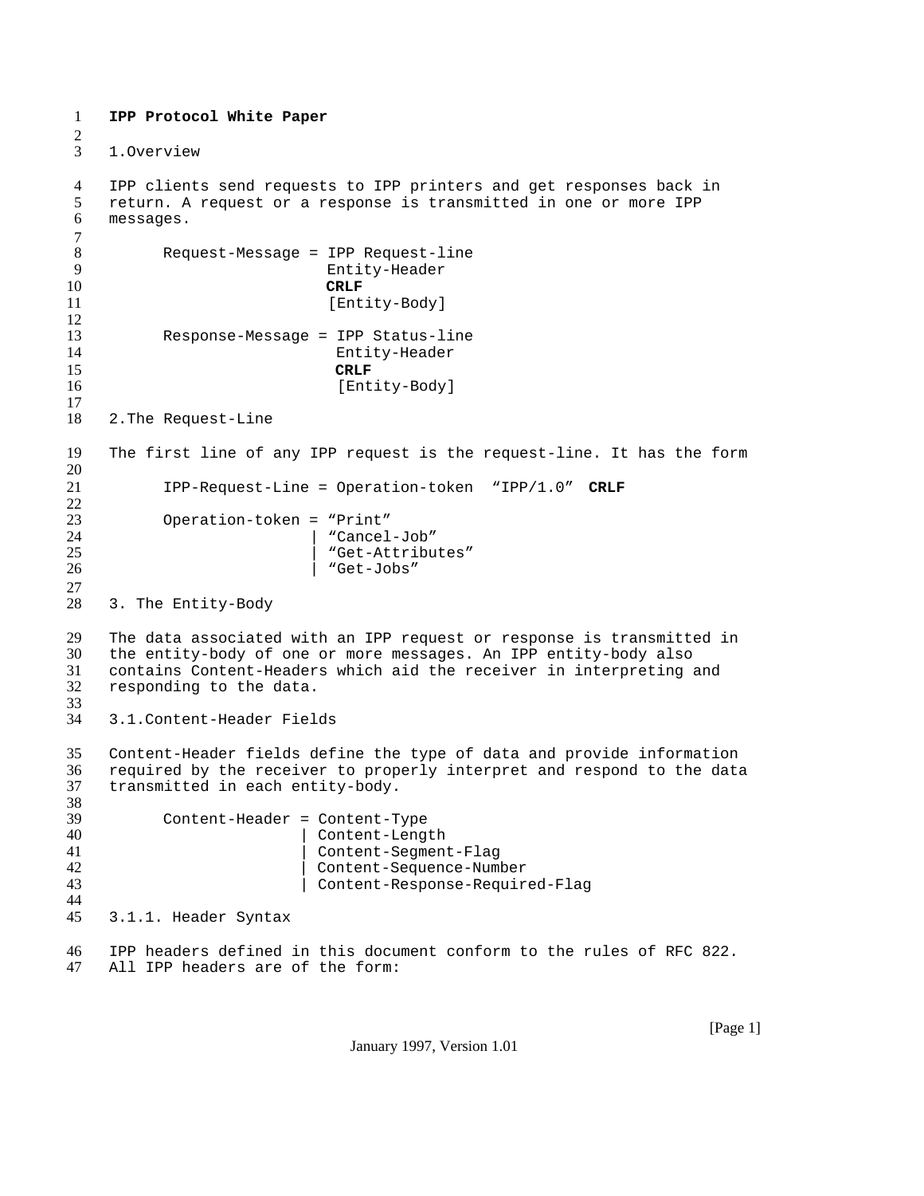# IPP Protocol White Paper

## 1.Overview

IPP clients send requests to IPP printers and get responses back in return. A request or a response is transmitted in one or more IPP messages.

```
      Request-Message = IPP Request-line
                        Entity-Header
                        CRLF
                        [Entity-Body]

      Response-Message = IPP Status-line
                         Entity-Header
                         CRLF
                         [Entity-Body]
```

## 2.The Request-Line

The first line of any IPP request is the request-line. It has the form

```
      IPP-Request-Line = Operation-token  "IPP/1.0"  CRLF

      Operation-token = "Print"
                      | "Cancel-Job"
                      | "Get-Attributes"
                      | "Get-Jobs"
```

## 3. The Entity-Body

The data associated with an IPP request or response is transmitted in the entity-body of one or more messages. An IPP entity-body also contains Content-Headers which aid the receiver in interpreting and responding to the data.

### 3.1.Content-Header Fields

Content-Header fields define the type of data and provide information required by the receiver to properly interpret and respond to the data transmitted in each entity-body.

```
      Content-Header = Content-Type
                     | Content-Length
                     | Content-Segment-Flag
                     | Content-Sequence-Number
                     | Content-Response-Required-Flag
```

#### 3.1.1. Header Syntax

IPP headers defined in this document conform to the rules of RFC 822. All IPP headers are of the form: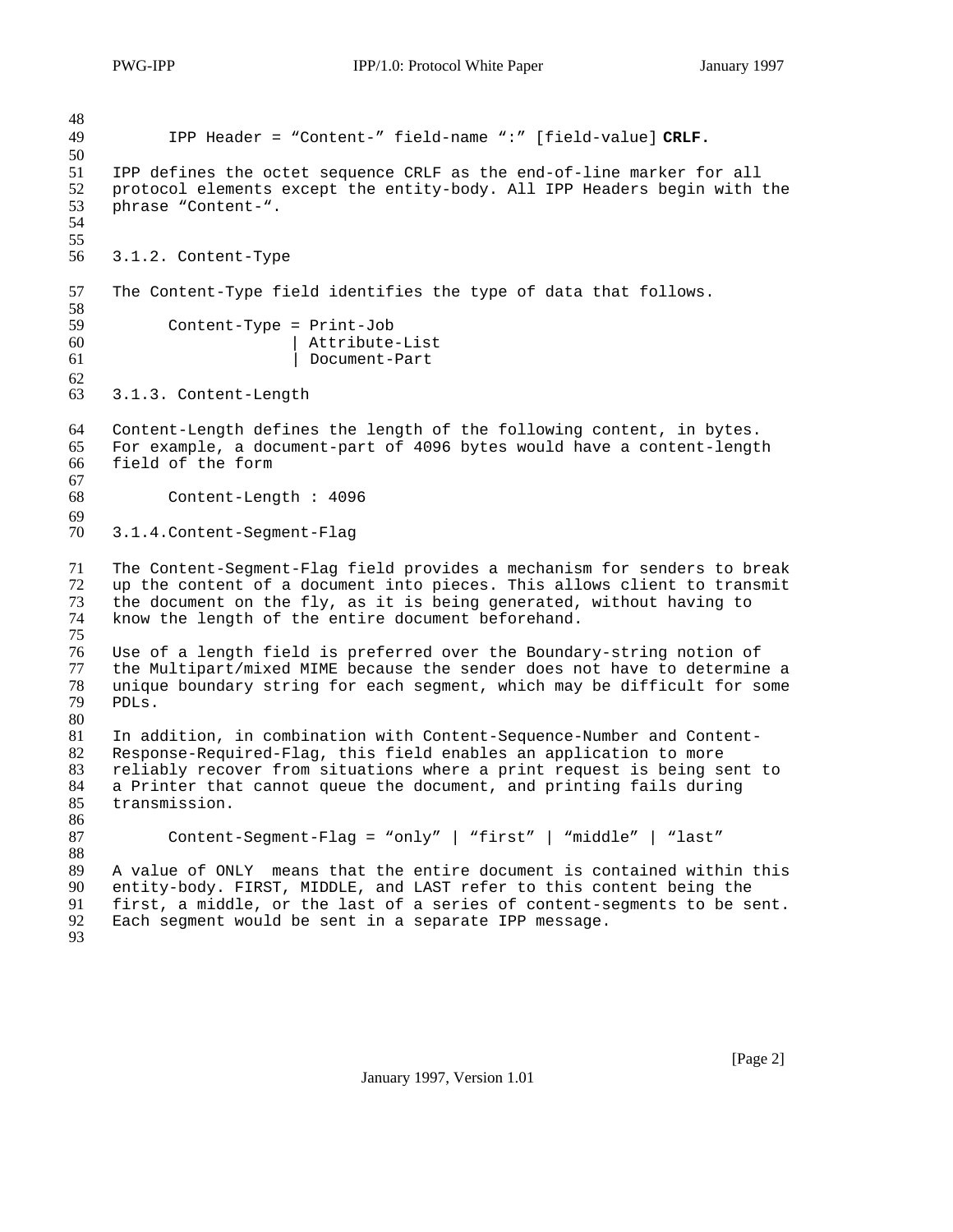```
IPP Header = "Content-" field-name ":" [field-value] CRLF.
```

IPP defines the octet sequence CRLF as the end-of-line marker for all protocol elements except the entity-body. All IPP Headers begin with the phrase "Content-".

### 3.1.2. Content-Type

The Content-Type field identifies the type of data that follows.

```
Content-Type = Print-Job
             | Attribute-List
             | Document-Part
```

### 3.1.3. Content-Length

Content-Length defines the length of the following content, in bytes. For example, a document-part of 4096 bytes would have a content-length field of the form

```
Content-Length : 4096
```

### 3.1.4.Content-Segment-Flag

The Content-Segment-Flag field provides a mechanism for senders to break up the content of a document into pieces. This allows client to transmit the document on the fly, as it is being generated, without having to know the length of the entire document beforehand.

Use of a length field is preferred over the Boundary-string notion of the Multipart/mixed MIME because the sender does not have to determine a unique boundary string for each segment, which may be difficult for some PDLs.

In addition, in combination with Content-Sequence-Number and Content-Response-Required-Flag, this field enables an application to more reliably recover from situations where a print request is being sent to a Printer that cannot queue the document, and printing fails during transmission.

```
Content-Segment-Flag = "only" | "first" | "middle" | "last"
```

A value of ONLY means that the entire document is contained within this entity-body. FIRST, MIDDLE, and LAST refer to this content being the first, a middle, or the last of a series of content-segments to be sent. Each segment would be sent in a separate IPP message.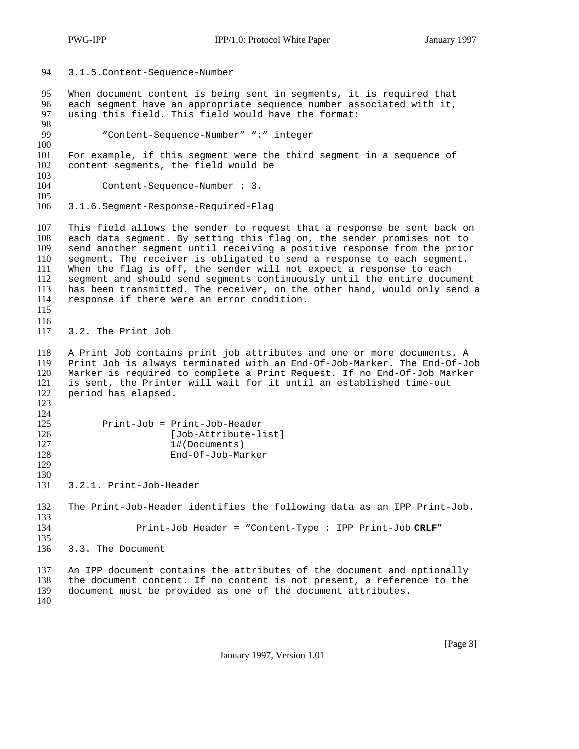#### 3.1.5. Content-Sequence-Number

When document content is being sent in segments, it is required that each segment have an appropriate sequence number associated with it, using this field. This field would have the format:

```
"Content-Sequence-Number" ":" integer
```

For example, if this segment were the third segment in a sequence of content segments, the field would be

```
Content-Sequence-Number : 3.
```

#### 3.1.6. Segment-Response-Required-Flag

This field allows the sender to request that a response be sent back on each data segment. By setting this flag on, the sender promises not to send another segment until receiving a positive response from the prior segment. The receiver is obligated to send a response to each segment. When the flag is off, the sender will not expect a response to each segment and should send segments continuously until the entire document has been transmitted. The receiver, on the other hand, would only send a response if there were an error condition.

### 3.2. The Print Job

A Print Job contains print job attributes and one or more documents. A Print Job is always terminated with an End-Of-Job-Marker. The End-Of-Job Marker is required to complete a Print Request. If no End-Of-Job Marker is sent, the Printer will wait for it until an established time-out period has elapsed.

```
Print-Job = Print-Job-Header
            [Job-Attribute-list]
            1#(Documents)
            End-Of-Job-Marker
```

#### 3.2.1. Print-Job-Header

The Print-Job-Header identifies the following data as an IPP Print-Job.

```
Print-Job Header = "Content-Type : IPP Print-Job CRLF"
```

### 3.3. The Document

An IPP document contains the attributes of the document and optionally the document content. If no content is not present, a reference to the document must be provided as one of the document attributes.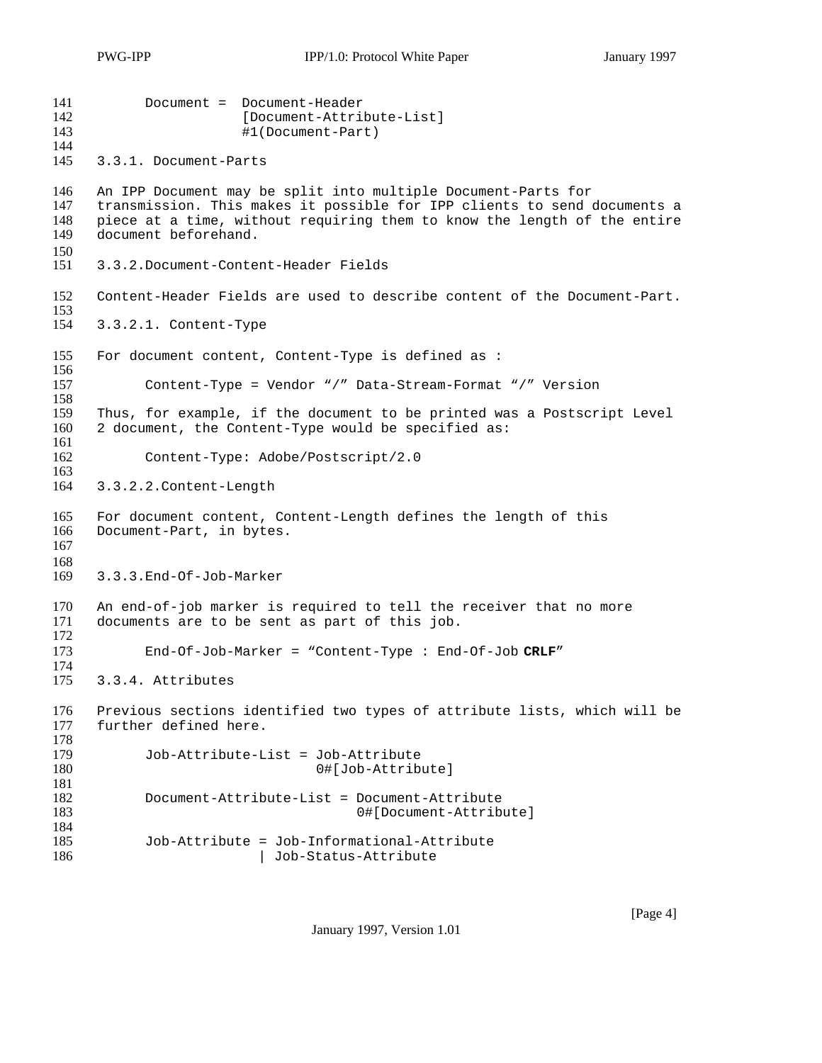```
Document =  Document-Header
            [Document-Attribute-List]
            #1(Document-Part)
```

### 3.3.1. Document-Parts

An IPP Document may be split into multiple Document-Parts for transmission. This makes it possible for IPP clients to send documents a piece at a time, without requiring them to know the length of the entire document beforehand.

### 3.3.2.Document-Content-Header Fields

Content-Header Fields are used to describe content of the Document-Part.

#### 3.3.2.1. Content-Type

For document content, Content-Type is defined as :

```
Content-Type = Vendor "/" Data-Stream-Format "/" Version
```

Thus, for example, if the document to be printed was a Postscript Level 2 document, the Content-Type would be specified as:

```
Content-Type: Adobe/Postscript/2.0
```

#### 3.3.2.2.Content-Length

For document content, Content-Length defines the length of this Document-Part, in bytes.

### 3.3.3.End-Of-Job-Marker

An end-of-job marker is required to tell the receiver that no more documents are to be sent as part of this job.

```
End-Of-Job-Marker = "Content-Type : End-Of-Job CRLF"
```

### 3.3.4. Attributes

Previous sections identified two types of attribute lists, which will be further defined here.

```
Job-Attribute-List = Job-Attribute
                     0#[Job-Attribute]

Document-Attribute-List = Document-Attribute
                          0#[Document-Attribute]

Job-Attribute = Job-Informational-Attribute
              | Job-Status-Attribute
```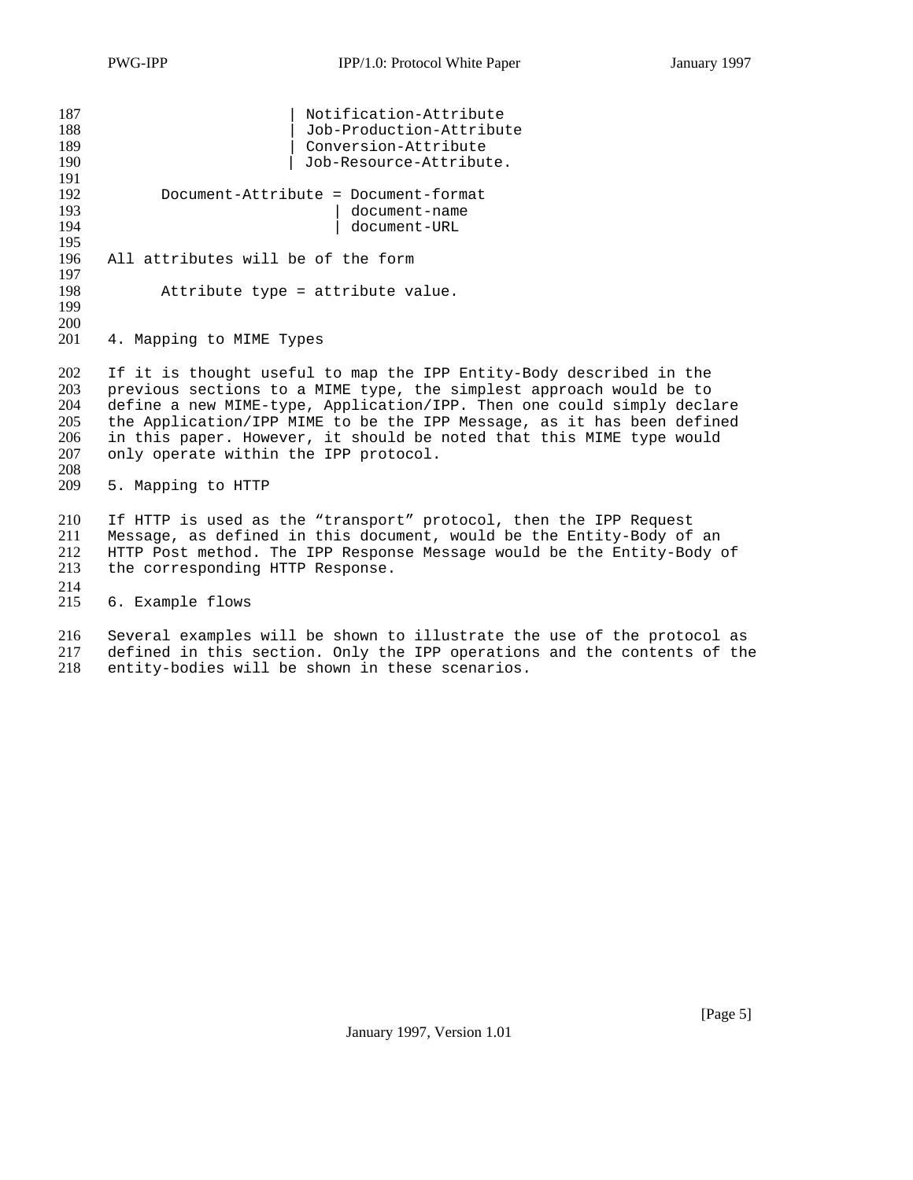```
                    | Notification-Attribute
                    | Job-Production-Attribute
                    | Conversion-Attribute
                    | Job-Resource-Attribute.

      Document-Attribute = Document-format
                           | document-name
                           | document-URL
```

All attributes will be of the form

```
      Attribute type = attribute value.
```

## 4. Mapping to MIME Types

If it is thought useful to map the IPP Entity-Body described in the previous sections to a MIME type, the simplest approach would be to define a new MIME-type, Application/IPP. Then one could simply declare the Application/IPP MIME to be the IPP Message, as it has been defined in this paper. However, it should be noted that this MIME type would only operate within the IPP protocol.

## 5. Mapping to HTTP

If HTTP is used as the “transport” protocol, then the IPP Request Message, as defined in this document, would be the Entity-Body of an HTTP Post method. The IPP Response Message would be the Entity-Body of the corresponding HTTP Response.

## 6. Example flows

Several examples will be shown to illustrate the use of the protocol as defined in this section. Only the IPP operations and the contents of the entity-bodies will be shown in these scenarios.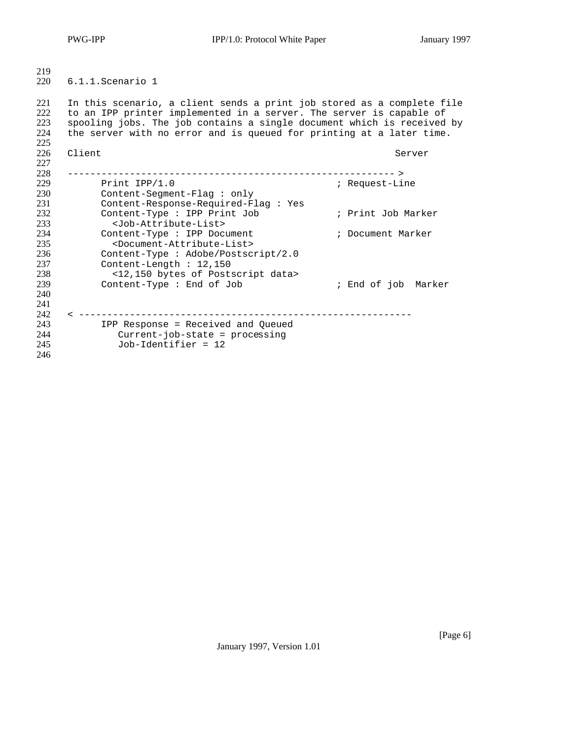#### 6.1.1.Scenario 1

In this scenario, a client sends a print job stored as a complete file to an IPP printer implemented in a server. The server is capable of spooling jobs. The job contains a single document which is received by the server with no error and is queued for printing at a later time.

```
Client                                                      Server

---------------------------------------------------------- >
      Print IPP/1.0                           ; Request-Line
      Content-Segment-Flag : only
      Content-Response-Required-Flag : Yes
      Content-Type : IPP Print Job            ; Print Job Marker
        <Job-Attribute-List>
      Content-Type : IPP Document             ; Document Marker
        <Document-Attribute-List>
      Content-Type : Adobe/Postscript/2.0
      Content-Length : 12,150
        <12,150 bytes of Postscript data>
      Content-Type : End of Job               ; End of job  Marker


< -----------------------------------------------------------
      IPP Response = Received and Queued
         Current-job-state = processing
         Job-Identifier = 12
```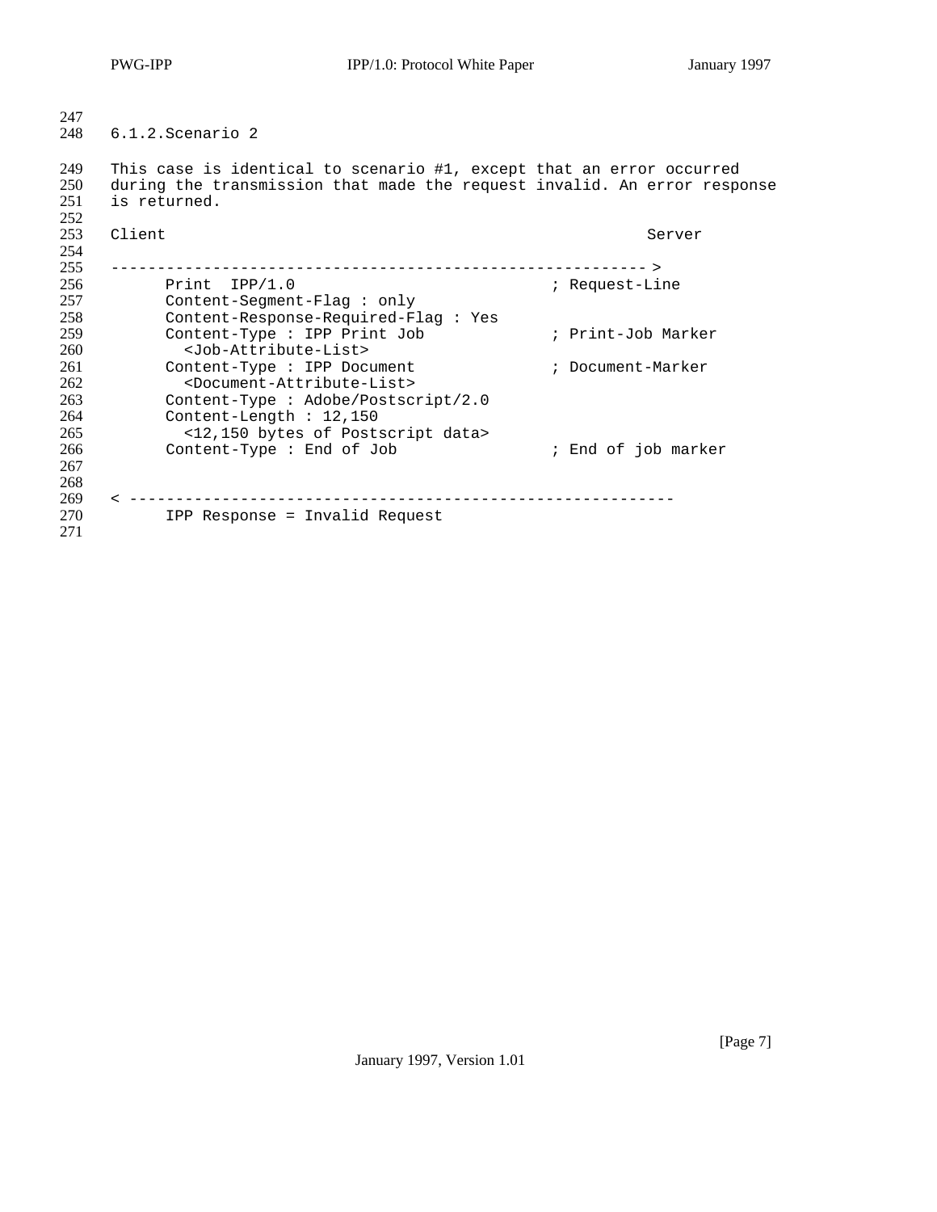### 6.1.2. Scenario 2

This case is identical to scenario #1, except that an error occurred during the transmission that made the request invalid. An error response is returned.

```
Client                                                     Server

----------------------------------------------------------- >
      Print  IPP/1.0                          ; Request-Line
      Content-Segment-Flag : only
      Content-Response-Required-Flag : Yes
      Content-Type : IPP Print Job            ; Print-Job Marker
        <Job-Attribute-List>
      Content-Type : IPP Document             ; Document-Marker
        <Document-Attribute-List>
      Content-Type : Adobe/Postscript/2.0
      Content-Length : 12,150
        <12,150 bytes of Postscript data>
      Content-Type : End of Job               ; End of job marker


< -------------------------------------------------------------
      IPP Response = Invalid Request
```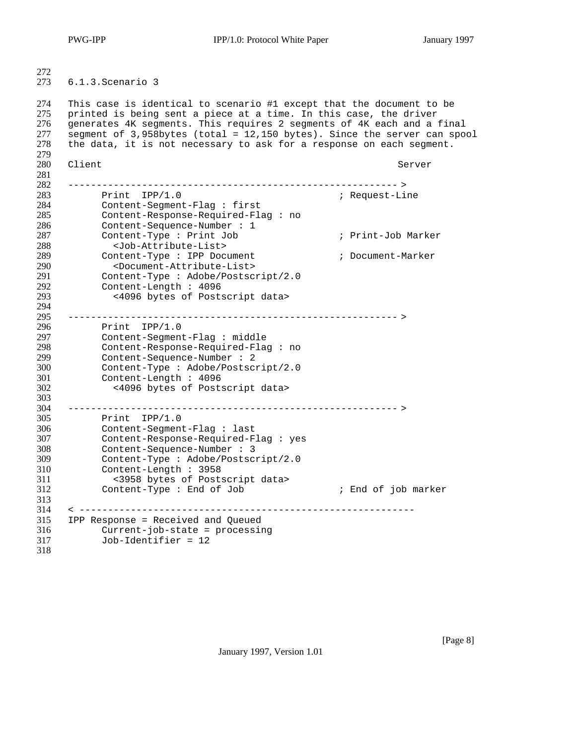### 6.1.3. Scenario 3

This case is identical to scenario #1 except that the document to be printed is being sent a piece at a time. In this case, the driver generates 4K segments. This requires 2 segments of 4K each and a final segment of 3,958bytes (total = 12,150 bytes). Since the server can spool the data, it is not necessary to ask for a response on each segment.

```
Client                                                      Server

----------------------------------------------------------->
      Print  IPP/1.0                              ; Request-Line
      Content-Segment-Flag : first
      Content-Response-Required-Flag : no
      Content-Sequence-Number : 1
      Content-Type : Print Job                    ; Print-Job Marker
        <Job-Attribute-List>
      Content-Type : IPP Document                 ; Document-Marker
        <Document-Attribute-List>
      Content-Type : Adobe/Postscript/2.0
      Content-Length : 4096
        <4096 bytes of Postscript data>

----------------------------------------------------------->
      Print  IPP/1.0
      Content-Segment-Flag : middle
      Content-Response-Required-Flag : no
      Content-Sequence-Number : 2
      Content-Type : Adobe/Postscript/2.0
      Content-Length : 4096
        <4096 bytes of Postscript data>

----------------------------------------------------------->
      Print  IPP/1.0
      Content-Segment-Flag : last
      Content-Response-Required-Flag : yes
      Content-Sequence-Number : 3
      Content-Type : Adobe/Postscript/2.0
      Content-Length : 3958
        <3958 bytes of Postscript data>
      Content-Type : End of Job                   ; End of job marker

< -----------------------------------------------------------
IPP Response = Received and Queued
      Current-job-state = processing
      Job-Identifier = 12
```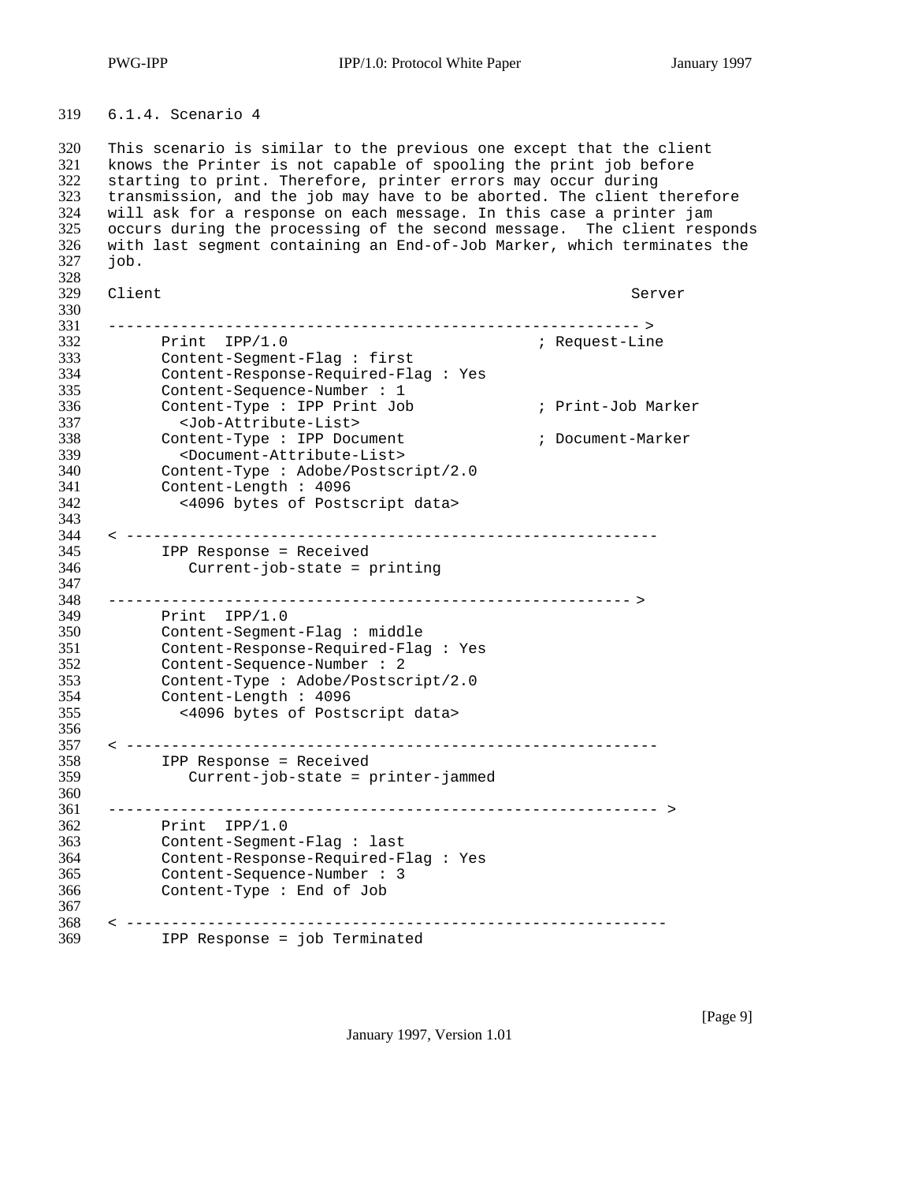### 6.1.4. Scenario 4

This scenario is similar to the previous one except that the client knows the Printer is not capable of spooling the print job before starting to print. Therefore, printer errors may occur during transmission, and the job may have to be aborted. The client therefore will ask for a response on each message. In this case a printer jam occurs during the processing of the second message. The client responds with last segment containing an End-of-Job Marker, which terminates the job.

```
Client                                                     Server

----------------------------------------------------------->
      Print  IPP/1.0                           ; Request-Line
      Content-Segment-Flag : first
      Content-Response-Required-Flag : Yes
      Content-Sequence-Number : 1
      Content-Type : IPP Print Job             ; Print-Job Marker
        <Job-Attribute-List>
      Content-Type : IPP Document              ; Document-Marker
        <Document-Attribute-List>
      Content-Type : Adobe/Postscript/2.0
      Content-Length : 4096
        <4096 bytes of Postscript data>

< -----------------------------------------------------------
      IPP Response = Received
         Current-job-state = printing

---------------------------------------------------------->
      Print  IPP/1.0
      Content-Segment-Flag : middle
      Content-Response-Required-Flag : Yes
      Content-Sequence-Number : 2
      Content-Type : Adobe/Postscript/2.0
      Content-Length : 4096
        <4096 bytes of Postscript data>

< -----------------------------------------------------------
      IPP Response = Received
         Current-job-state = printer-jammed

------------------------------------------------------------ >
      Print  IPP/1.0
      Content-Segment-Flag : last
      Content-Response-Required-Flag : Yes
      Content-Sequence-Number : 3
      Content-Type : End of Job

< ------------------------------------------------------------
      IPP Response = job Terminated
```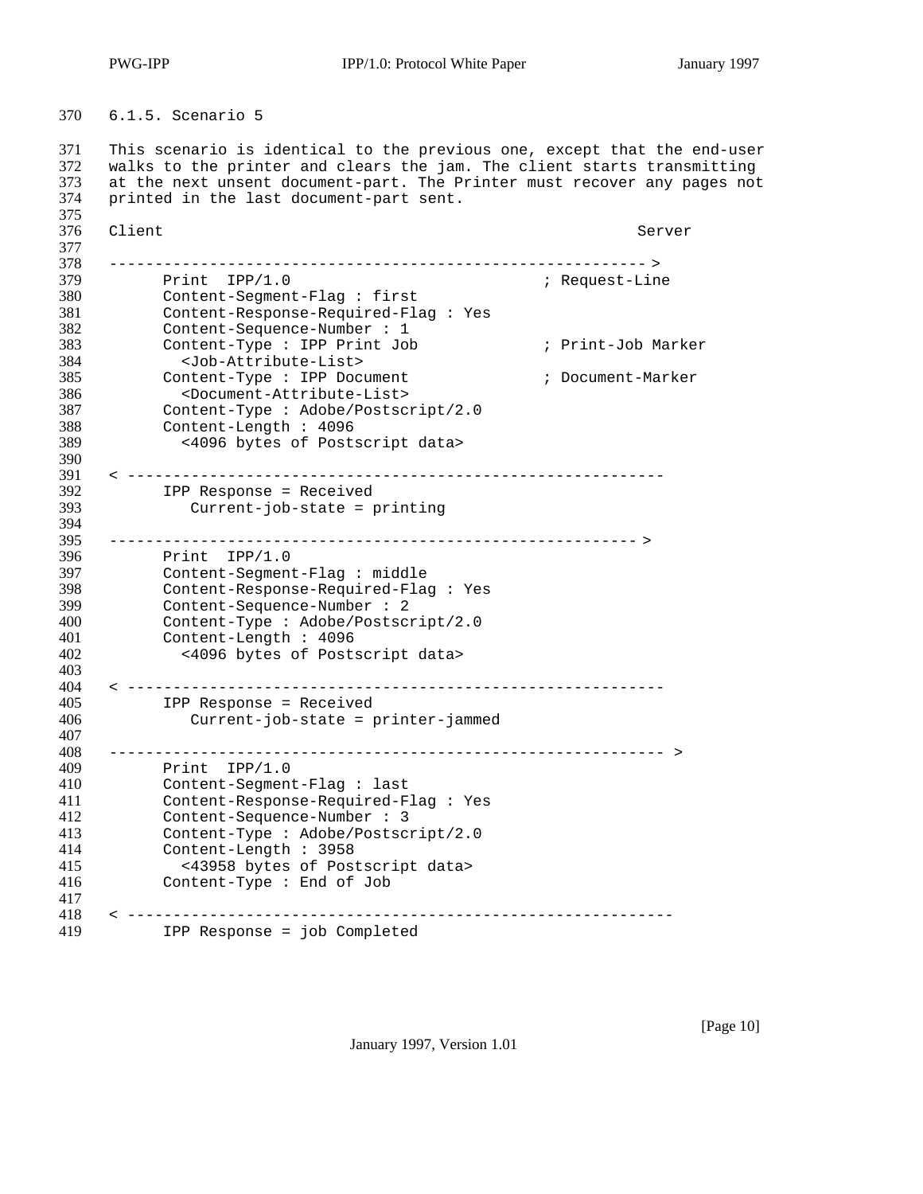### 6.1.5. Scenario 5

This scenario is identical to the previous one, except that the end-user walks to the printer and clears the jam. The client starts transmitting at the next unsent document-part. The Printer must recover any pages not printed in the last document-part sent.

```
Client                                                      Server

----------------------------------------------------------->
      Print  IPP/1.0                          ; Request-Line
      Content-Segment-Flag : first
      Content-Response-Required-Flag : Yes
      Content-Sequence-Number : 1
      Content-Type : IPP Print Job            ; Print-Job Marker
        <Job-Attribute-List>
      Content-Type : IPP Document             ; Document-Marker
        <Document-Attribute-List>
      Content-Type : Adobe/Postscript/2.0
      Content-Length : 4096
        <4096 bytes of Postscript data>

< -----------------------------------------------------------
      IPP Response = Received
         Current-job-state = printing

----------------------------------------------------------->
      Print  IPP/1.0
      Content-Segment-Flag : middle
      Content-Response-Required-Flag : Yes
      Content-Sequence-Number : 2
      Content-Type : Adobe/Postscript/2.0
      Content-Length : 4096
        <4096 bytes of Postscript data>

< -----------------------------------------------------------
      IPP Response = Received
         Current-job-state = printer-jammed

------------------------------------------------------------ >
      Print  IPP/1.0
      Content-Segment-Flag : last
      Content-Response-Required-Flag : Yes
      Content-Sequence-Number : 3
      Content-Type : Adobe/Postscript/2.0
      Content-Length : 3958
        <43958 bytes of Postscript data>
      Content-Type : End of Job

< ------------------------------------------------------------
      IPP Response = job Completed
```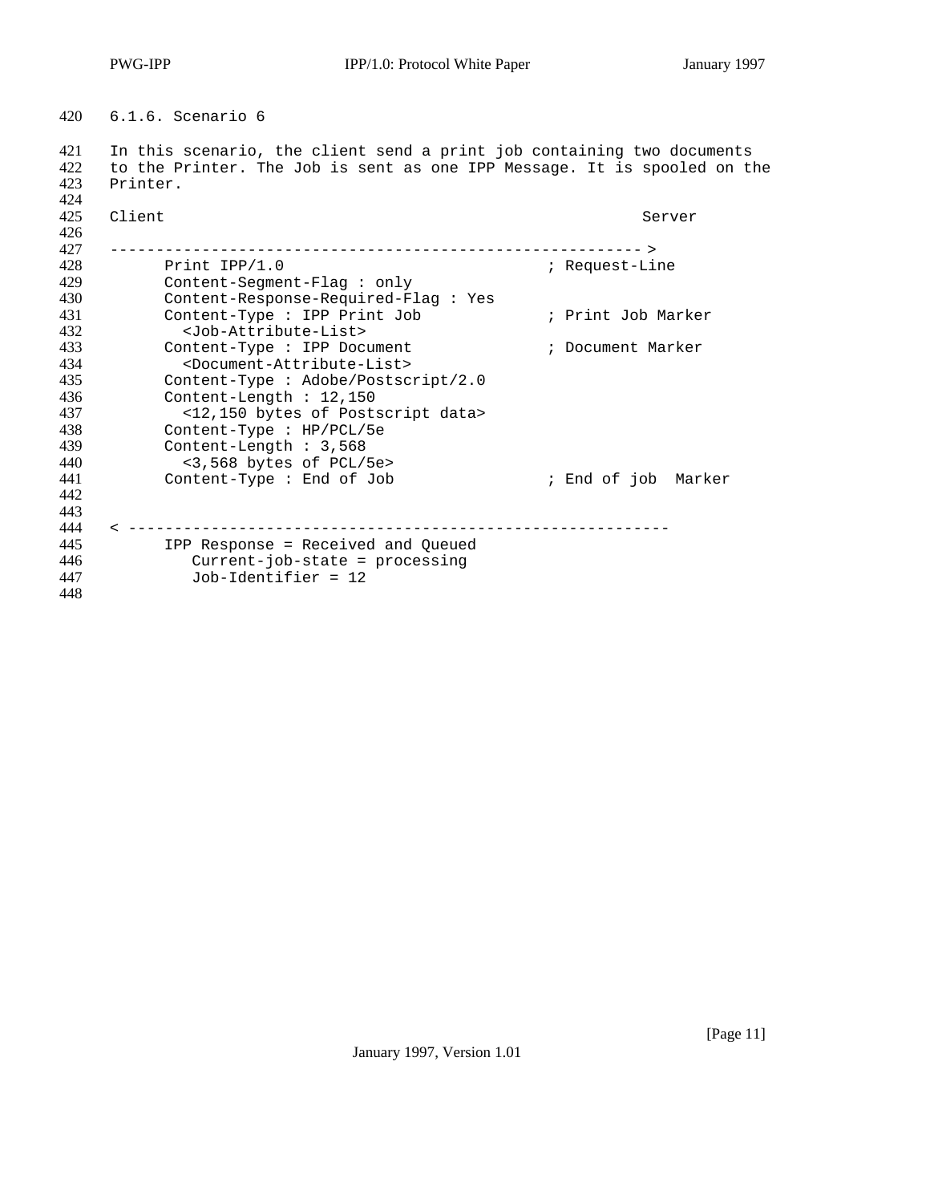### 6.1.6. Scenario 6

In this scenario, the client send a print job containing two documents to the Printer. The Job is sent as one IPP Message. It is spooled on the Printer.

```
Client                                                    Server

---------------------------------------------------------- >
      Print IPP/1.0                          ; Request-Line
      Content-Segment-Flag : only
      Content-Response-Required-Flag : Yes
      Content-Type : IPP Print Job           ; Print Job Marker
        <Job-Attribute-List>
      Content-Type : IPP Document            ; Document Marker
        <Document-Attribute-List>
      Content-Type : Adobe/Postscript/2.0
      Content-Length : 12,150
        <12,150 bytes of Postscript data>
      Content-Type : HP/PCL/5e
      Content-Length : 3,568
        <3,568 bytes of PCL/5e>
      Content-Type : End of Job              ; End of job  Marker


< ----------------------------------------------------------
      IPP Response = Received and Queued
         Current-job-state = processing
         Job-Identifier = 12
```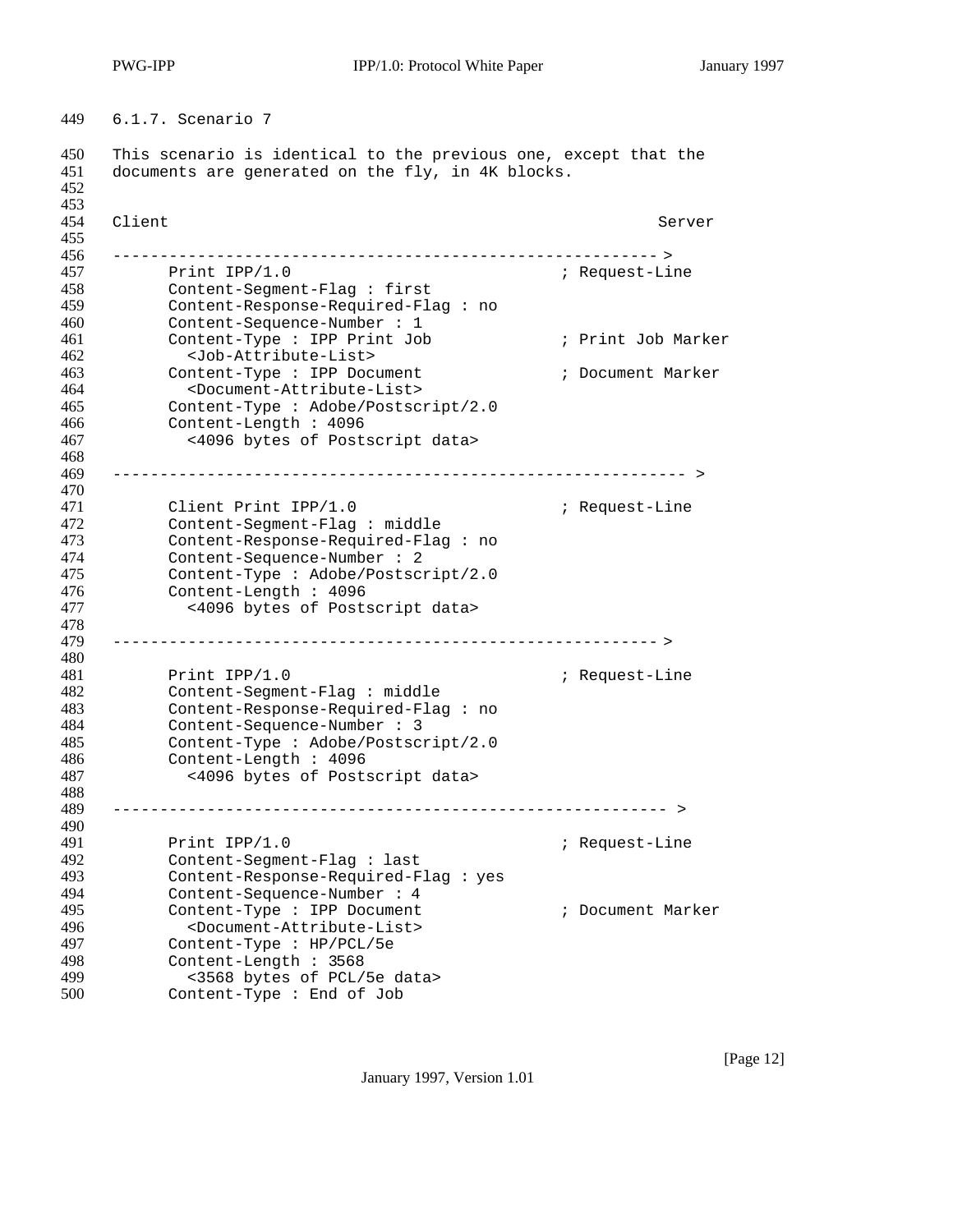### 6.1.7. Scenario 7

This scenario is identical to the previous one, except that the documents are generated on the fly, in 4K blocks.

```
Client                                                      Server

--------------------------------------------------------- >
      Print IPP/1.0                              ; Request-Line
      Content-Segment-Flag : first
      Content-Response-Required-Flag : no
      Content-Sequence-Number : 1
      Content-Type : IPP Print Job               ; Print Job Marker
        <Job-Attribute-List>
      Content-Type : IPP Document                ; Document Marker
        <Document-Attribute-List>
      Content-Type : Adobe/Postscript/2.0
      Content-Length : 4096
        <4096 bytes of Postscript data>

------------------------------------------------------------ >

      Client Print IPP/1.0                       ; Request-Line
      Content-Segment-Flag : middle
      Content-Response-Required-Flag : no
      Content-Sequence-Number : 2
      Content-Type : Adobe/Postscript/2.0
      Content-Length : 4096
        <4096 bytes of Postscript data>

--------------------------------------------------------- >

      Print IPP/1.0                              ; Request-Line
      Content-Segment-Flag : middle
      Content-Response-Required-Flag : no
      Content-Sequence-Number : 3
      Content-Type : Adobe/Postscript/2.0
      Content-Length : 4096
        <4096 bytes of Postscript data>

---------------------------------------------------------- >

      Print IPP/1.0                              ; Request-Line
      Content-Segment-Flag : last
      Content-Response-Required-Flag : yes
      Content-Sequence-Number : 4
      Content-Type : IPP Document                ; Document Marker
        <Document-Attribute-List>
      Content-Type : HP/PCL/5e
      Content-Length : 3568
        <3568 bytes of PCL/5e data>
      Content-Type : End of Job
```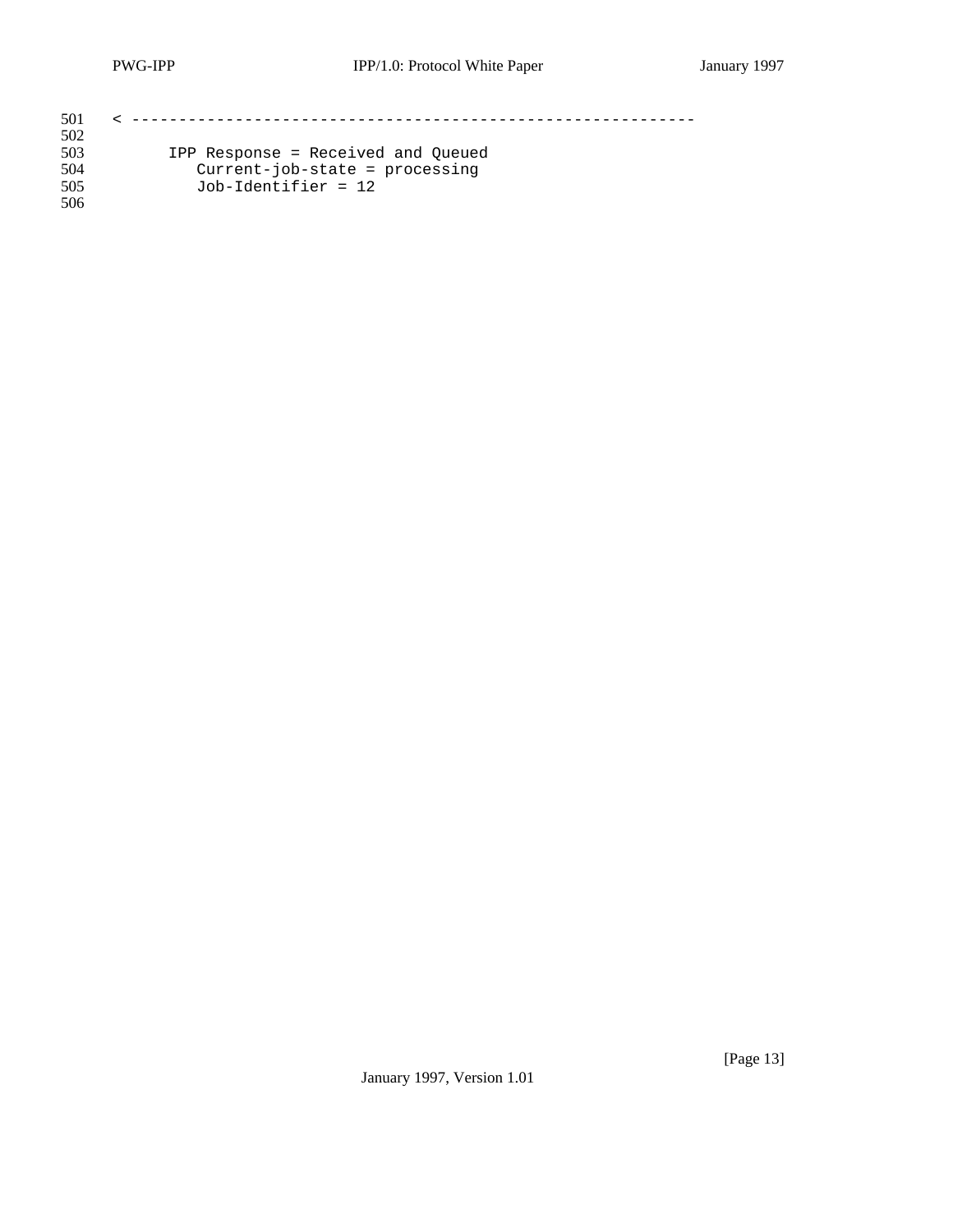```
< ------------------------------------------------------------

      IPP Response = Received and Queued
         Current-job-state = processing
         Job-Identifier = 12
```